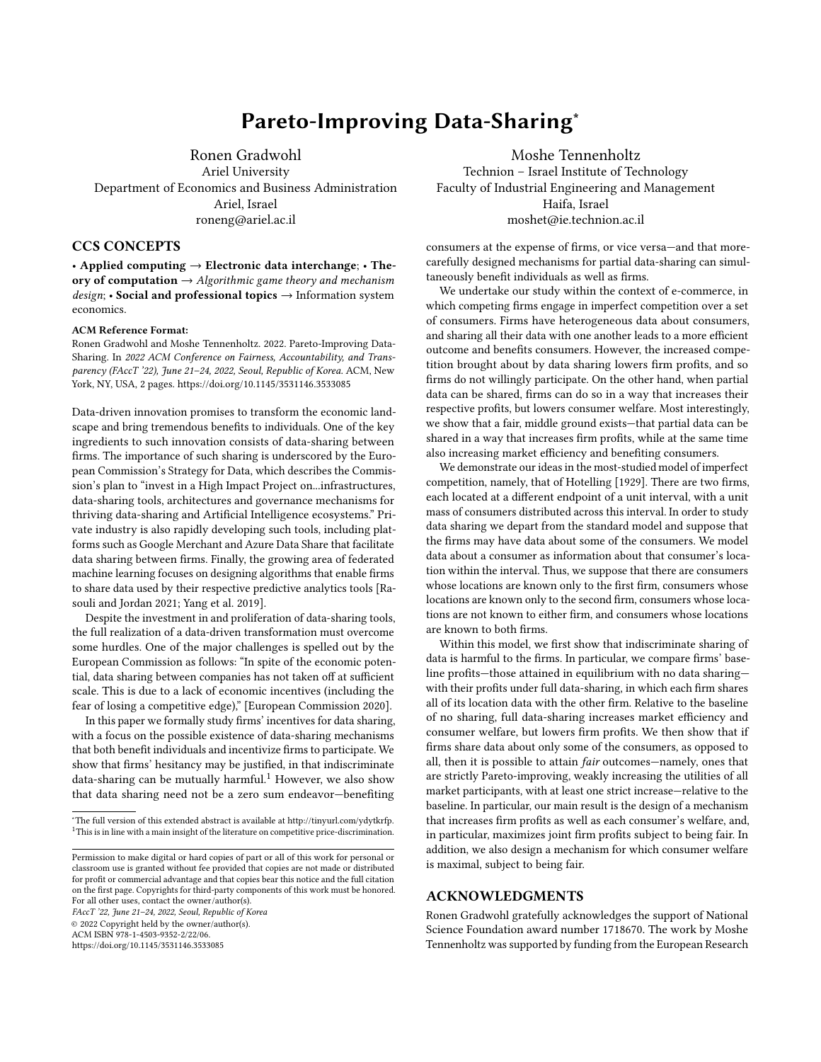# Pareto-Improving Data-Sharing*

Ronen Gradwohl
Ariel University
Department of Economics and Business Administration
Ariel, Israel
roneng@ariel.ac.il

Moshe Tennenholtz
Technion – Israel Institute of Technology
Faculty of Industrial Engineering and Management
Haifa, Israel
moshet@ie.technion.ac.il

## CCS CONCEPTS

• **Applied computing** → **Electronic data interchange**; • **Theory of computation** → *Algorithmic game theory and mechanism design*; • **Social and professional topics** → Information system economics.

**ACM Reference Format:**
Ronen Gradwohl and Moshe Tennenholtz. 2022. Pareto-Improving Data-Sharing. In *2022 ACM Conference on Fairness, Accountability, and Transparency (FAccT '22), June 21–24, 2022, Seoul, Republic of Korea.* ACM, New York, NY, USA, 2 pages. https://doi.org/10.1145/3531146.3533085

Data-driven innovation promises to transform the economic landscape and bring tremendous benefits to individuals. One of the key ingredients to such innovation consists of data-sharing between firms. The importance of such sharing is underscored by the European Commission's Strategy for Data, which describes the Commission's plan to "invest in a High Impact Project on...infrastructures, data-sharing tools, architectures and governance mechanisms for thriving data-sharing and Artificial Intelligence ecosystems." Private industry is also rapidly developing such tools, including platforms such as Google Merchant and Azure Data Share that facilitate data sharing between firms. Finally, the growing area of federated machine learning focuses on designing algorithms that enable firms to share data used by their respective predictive analytics tools [Rasouli and Jordan 2021; Yang et al. 2019].

Despite the investment in and proliferation of data-sharing tools, the full realization of a data-driven transformation must overcome some hurdles. One of the major challenges is spelled out by the European Commission as follows: "In spite of the economic potential, data sharing between companies has not taken off at sufficient scale. This is due to a lack of economic incentives (including the fear of losing a competitive edge)," [European Commission 2020].

In this paper we formally study firms' incentives for data sharing, with a focus on the possible existence of data-sharing mechanisms that both benefit individuals and incentivize firms to participate. We show that firms' hesitancy may be justified, in that indiscriminate data-sharing can be mutually harmful.[1] However, we also show that data sharing need not be a zero sum endeavor—benefiting consumers at the expense of firms, or vice versa—and that more-carefully designed mechanisms for partial data-sharing can simultaneously benefit individuals as well as firms.

We undertake our study within the context of e-commerce, in which competing firms engage in imperfect competition over a set of consumers. Firms have heterogeneous data about consumers, and sharing all their data with one another leads to a more efficient outcome and benefits consumers. However, the increased competition brought about by data sharing lowers firm profits, and so firms do not willingly participate. On the other hand, when partial data can be shared, firms can do so in a way that increases their respective profits, but lowers consumer welfare. Most interestingly, we show that a fair, middle ground exists—that partial data can be shared in a way that increases firm profits, while at the same time also increasing market efficiency and benefiting consumers.

We demonstrate our ideas in the most-studied model of imperfect competition, namely, that of Hotelling [1929]. There are two firms, each located at a different endpoint of a unit interval, with a unit mass of consumers distributed across this interval. In order to study data sharing we depart from the standard model and suppose that the firms may have data about some of the consumers. We model data about a consumer as information about that consumer's location within the interval. Thus, we suppose that there are consumers whose locations are known only to the first firm, consumers whose locations are known only to the second firm, consumers whose locations are not known to either firm, and consumers whose locations are known to both firms.

Within this model, we first show that indiscriminate sharing of data is harmful to the firms. In particular, we compare firms' baseline profits—those attained in equilibrium with no data sharing—with their profits under full data-sharing, in which each firm shares all of its location data with the other firm. Relative to the baseline of no sharing, full data-sharing increases market efficiency and consumer welfare, but lowers firm profits. We then show that if firms share data about only some of the consumers, as opposed to all, then it is possible to attain *fair* outcomes—namely, ones that are strictly Pareto-improving, weakly increasing the utilities of all market participants, with at least one strict increase—relative to the baseline. In particular, our main result is the design of a mechanism that increases firm profits as well as each consumer's welfare, and, in particular, maximizes joint firm profits subject to being fair. In addition, we also design a mechanism for which consumer welfare is maximal, subject to being fair.

## ACKNOWLEDGMENTS

Ronen Gradwohl gratefully acknowledges the support of National Science Foundation award number 1718670. The work by Moshe Tennenholtz was supported by funding from the European Research

---

*The full version of this extended abstract is available at http://tinyurl.com/ydytkrfp.
[1] This is in line with a main insight of the literature on competitive price-discrimination.

Permission to make digital or hard copies of part or all of this work for personal or classroom use is granted without fee provided that copies are not made or distributed for profit or commercial advantage and that copies bear this notice and the full citation on the first page. Copyrights for third-party components of this work must be honored. For all other uses, contact the owner/author(s).
*FAccT '22, June 21–24, 2022, Seoul, Republic of Korea*
© 2022 Copyright held by the owner/author(s).
ACM ISBN 978-1-4503-9352-2/22/06.
https://doi.org/10.1145/3531146.3533085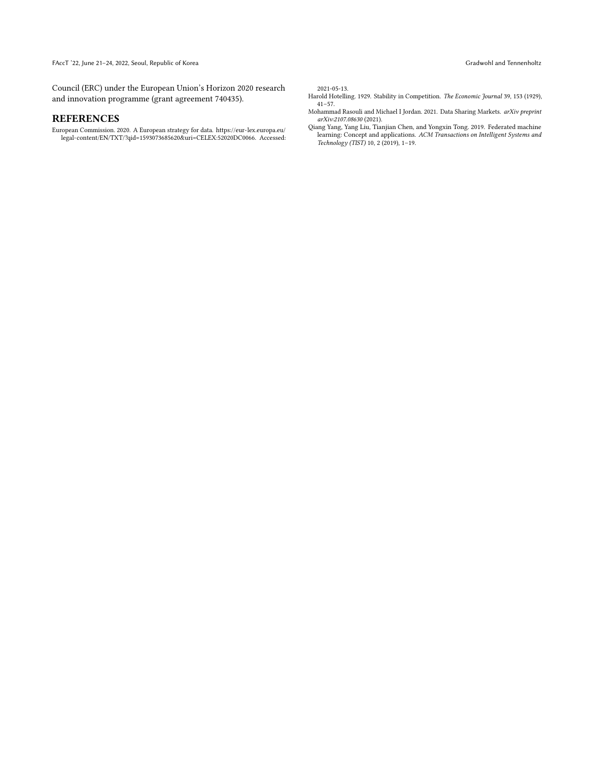Council (ERC) under the European Union's Horizon 2020 research and innovation programme (grant agreement 740435).

## REFERENCES

European Commission. 2020. A European strategy for data. https://eur-lex.europa.eu/legal-content/EN/TXT/?qid=1593073685620&uri=CELEX:52020DC0066. Accessed: 2021-05-13.

Harold Hotelling. 1929. Stability in Competition. *The Economic Journal* 39, 153 (1929), 41–57.

Mohammad Rasouli and Michael I Jordan. 2021. Data Sharing Markets. *arXiv preprint arXiv:2107.08630* (2021).

Qiang Yang, Yang Liu, Tianjian Chen, and Yongxin Tong. 2019. Federated machine learning: Concept and applications. *ACM Transactions on Intelligent Systems and Technology (TIST)* 10, 2 (2019), 1–19.